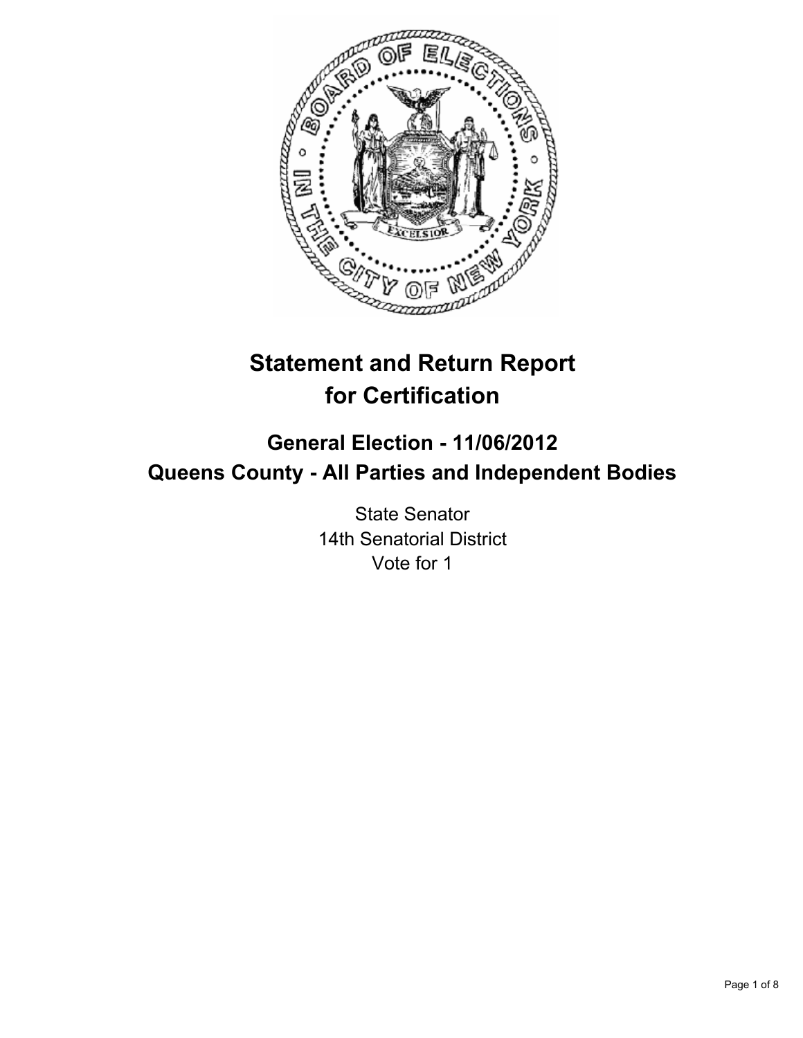# Statement and Return Report for Certification

## General Election - 11/06/2012
## Queens County - All Parties and Independent Bodies

State Senator
14th Senatorial District
Vote for 1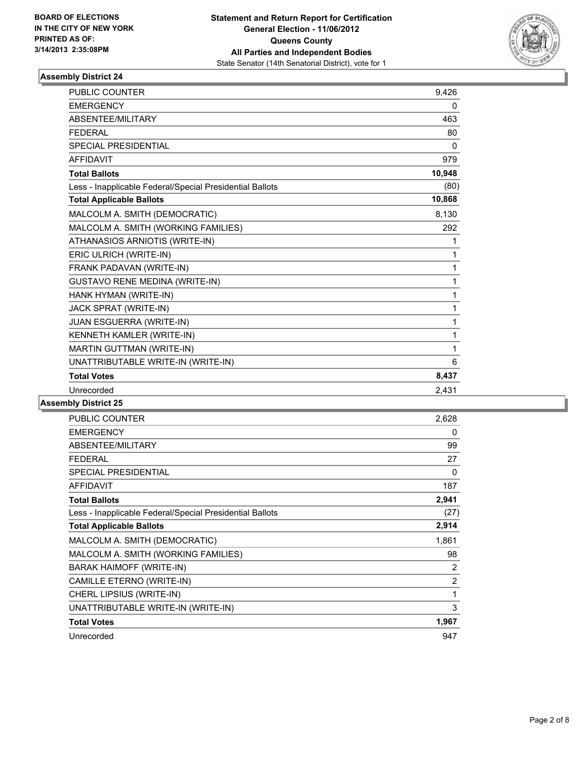**BOARD OF ELECTIONS IN THE CITY OF NEW YORK PRINTED AS OF: 3/14/2013 2:35:08PM**

**Statement and Return Report for Certification**
**General Election - 11/06/2012**
**Queens County**
**All Parties and Independent Bodies**
State Senator (14th Senatorial District), vote for 1

### Assembly District 24

| | |
|---|---|
| PUBLIC COUNTER | 9,426 |
| EMERGENCY | 0 |
| ABSENTEE/MILITARY | 463 |
| FEDERAL | 80 |
| SPECIAL PRESIDENTIAL | 0 |
| AFFIDAVIT | 979 |
| **Total Ballots** | **10,948** |
| Less - Inapplicable Federal/Special Presidential Ballots | (80) |
| **Total Applicable Ballots** | **10,868** |
| MALCOLM A. SMITH (DEMOCRATIC) | 8,130 |
| MALCOLM A. SMITH (WORKING FAMILIES) | 292 |
| ATHANASIOS ARNIOTIS (WRITE-IN) | 1 |
| ERIC ULRICH (WRITE-IN) | 1 |
| FRANK PADAVAN (WRITE-IN) | 1 |
| GUSTAVO RENE MEDINA (WRITE-IN) | 1 |
| HANK HYMAN (WRITE-IN) | 1 |
| JACK SPRAT (WRITE-IN) | 1 |
| JUAN ESGUERRA (WRITE-IN) | 1 |
| KENNETH KAMLER (WRITE-IN) | 1 |
| MARTIN GUTTMAN (WRITE-IN) | 1 |
| UNATTRIBUTABLE WRITE-IN (WRITE-IN) | 6 |
| **Total Votes** | **8,437** |
| Unrecorded | 2,431 |

### Assembly District 25

| | |
|---|---|
| PUBLIC COUNTER | 2,628 |
| EMERGENCY | 0 |
| ABSENTEE/MILITARY | 99 |
| FEDERAL | 27 |
| SPECIAL PRESIDENTIAL | 0 |
| AFFIDAVIT | 187 |
| **Total Ballots** | **2,941** |
| Less - Inapplicable Federal/Special Presidential Ballots | (27) |
| **Total Applicable Ballots** | **2,914** |
| MALCOLM A. SMITH (DEMOCRATIC) | 1,861 |
| MALCOLM A. SMITH (WORKING FAMILIES) | 98 |
| BARAK HAIMOFF (WRITE-IN) | 2 |
| CAMILLE ETERNO (WRITE-IN) | 2 |
| CHERL LIPSIUS (WRITE-IN) | 1 |
| UNATTRIBUTABLE WRITE-IN (WRITE-IN) | 3 |
| **Total Votes** | **1,967** |
| Unrecorded | 947 |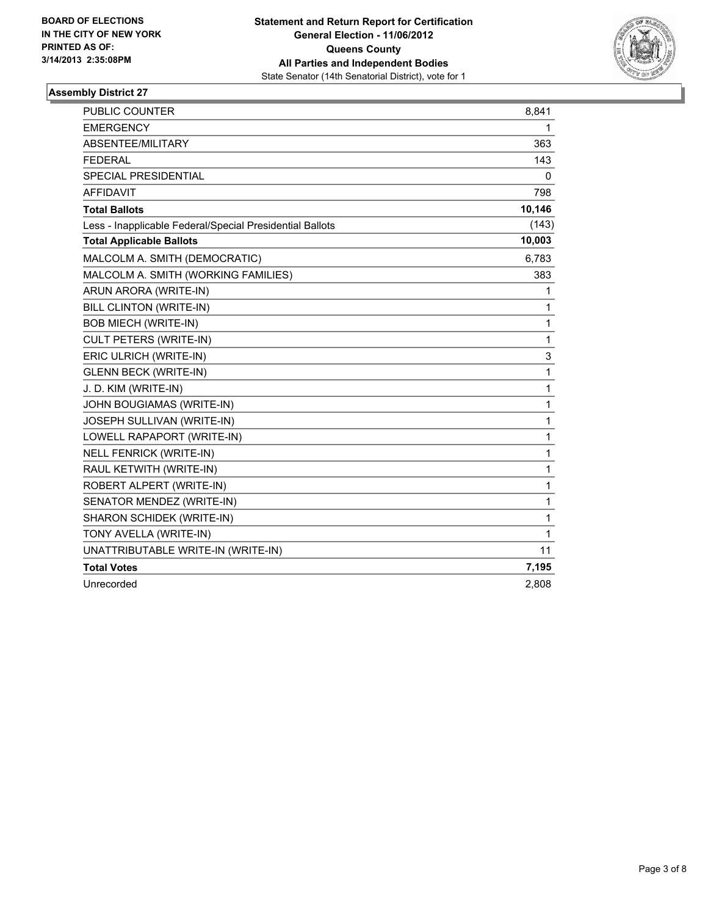**BOARD OF ELECTIONS IN THE CITY OF NEW YORK PRINTED AS OF: 3/14/2013 2:35:08PM**

**Statement and Return Report for Certification**
**General Election - 11/06/2012**
**Queens County**
**All Parties and Independent Bodies**
State Senator (14th Senatorial District), vote for 1

## Assembly District 27

| | |
|---|---|
| PUBLIC COUNTER | 8,841 |
| EMERGENCY | 1 |
| ABSENTEE/MILITARY | 363 |
| FEDERAL | 143 |
| SPECIAL PRESIDENTIAL | 0 |
| AFFIDAVIT | 798 |
| **Total Ballots** | **10,146** |
| Less - Inapplicable Federal/Special Presidential Ballots | (143) |
| **Total Applicable Ballots** | **10,003** |
| MALCOLM A. SMITH (DEMOCRATIC) | 6,783 |
| MALCOLM A. SMITH (WORKING FAMILIES) | 383 |
| ARUN ARORA (WRITE-IN) | 1 |
| BILL CLINTON (WRITE-IN) | 1 |
| BOB MIECH (WRITE-IN) | 1 |
| CULT PETERS (WRITE-IN) | 1 |
| ERIC ULRICH (WRITE-IN) | 3 |
| GLENN BECK (WRITE-IN) | 1 |
| J. D. KIM (WRITE-IN) | 1 |
| JOHN BOUGIAMAS (WRITE-IN) | 1 |
| JOSEPH SULLIVAN (WRITE-IN) | 1 |
| LOWELL RAPAPORT (WRITE-IN) | 1 |
| NELL FENRICK (WRITE-IN) | 1 |
| RAUL KETWITH (WRITE-IN) | 1 |
| ROBERT ALPERT (WRITE-IN) | 1 |
| SENATOR MENDEZ (WRITE-IN) | 1 |
| SHARON SCHIDEK (WRITE-IN) | 1 |
| TONY AVELLA (WRITE-IN) | 1 |
| UNATTRIBUTABLE WRITE-IN (WRITE-IN) | 11 |
| **Total Votes** | **7,195** |
| Unrecorded | 2,808 |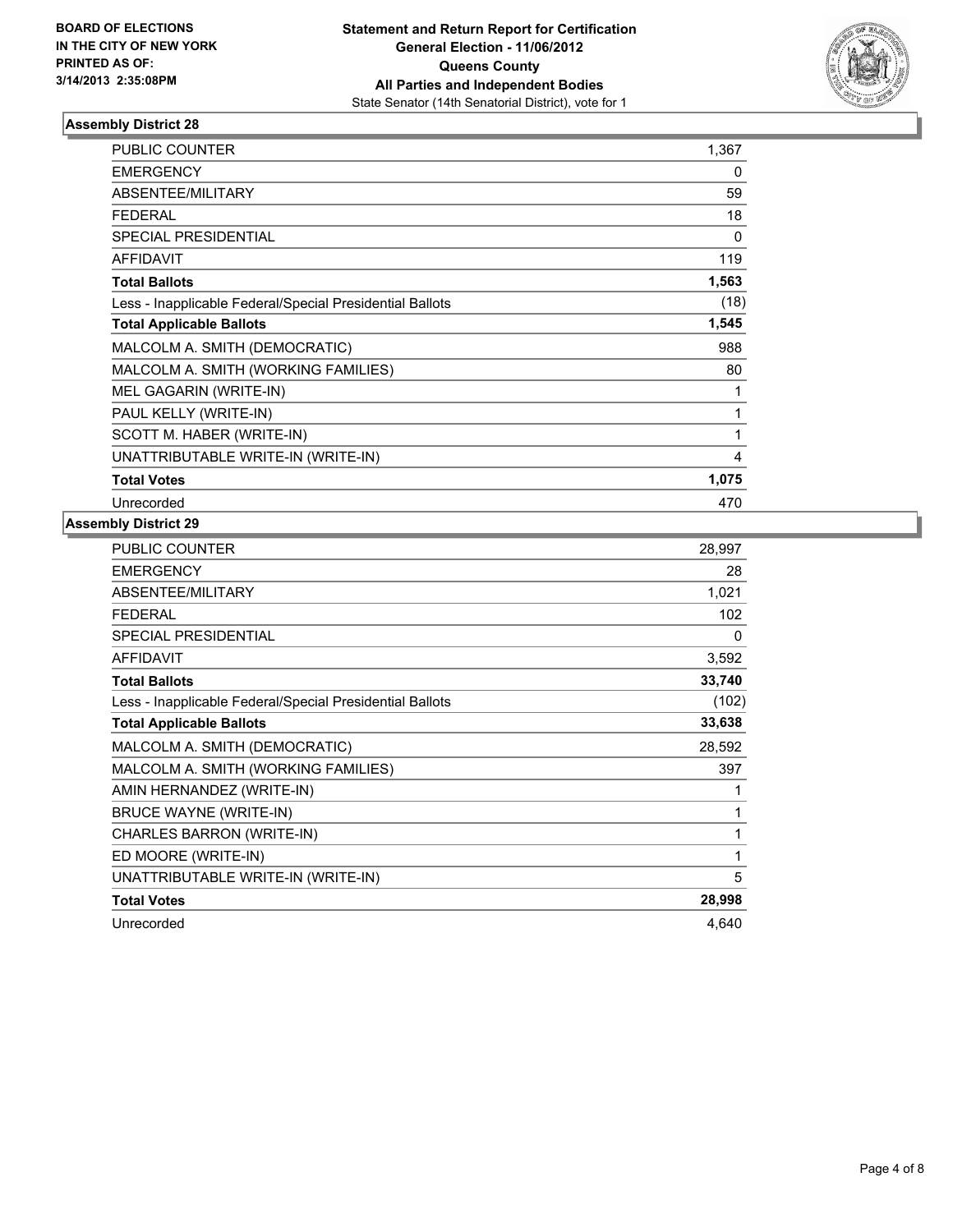**BOARD OF ELECTIONS IN THE CITY OF NEW YORK PRINTED AS OF: 3/14/2013 2:35:08PM**

**Statement and Return Report for Certification General Election - 11/06/2012 Queens County All Parties and Independent Bodies**

State Senator (14th Senatorial District), vote for 1

### Assembly District 28

| | |
|---|---|
| PUBLIC COUNTER | 1,367 |
| EMERGENCY | 0 |
| ABSENTEE/MILITARY | 59 |
| FEDERAL | 18 |
| SPECIAL PRESIDENTIAL | 0 |
| AFFIDAVIT | 119 |
| **Total Ballots** | **1,563** |
| Less - Inapplicable Federal/Special Presidential Ballots | (18) |
| **Total Applicable Ballots** | **1,545** |
| MALCOLM A. SMITH (DEMOCRATIC) | 988 |
| MALCOLM A. SMITH (WORKING FAMILIES) | 80 |
| MEL GAGARIN (WRITE-IN) | 1 |
| PAUL KELLY (WRITE-IN) | 1 |
| SCOTT M. HABER (WRITE-IN) | 1 |
| UNATTRIBUTABLE WRITE-IN (WRITE-IN) | 4 |
| **Total Votes** | **1,075** |
| Unrecorded | 470 |

### Assembly District 29

| | |
|---|---|
| PUBLIC COUNTER | 28,997 |
| EMERGENCY | 28 |
| ABSENTEE/MILITARY | 1,021 |
| FEDERAL | 102 |
| SPECIAL PRESIDENTIAL | 0 |
| AFFIDAVIT | 3,592 |
| **Total Ballots** | **33,740** |
| Less - Inapplicable Federal/Special Presidential Ballots | (102) |
| **Total Applicable Ballots** | **33,638** |
| MALCOLM A. SMITH (DEMOCRATIC) | 28,592 |
| MALCOLM A. SMITH (WORKING FAMILIES) | 397 |
| AMIN HERNANDEZ (WRITE-IN) | 1 |
| BRUCE WAYNE (WRITE-IN) | 1 |
| CHARLES BARRON (WRITE-IN) | 1 |
| ED MOORE (WRITE-IN) | 1 |
| UNATTRIBUTABLE WRITE-IN (WRITE-IN) | 5 |
| **Total Votes** | **28,998** |
| Unrecorded | 4,640 |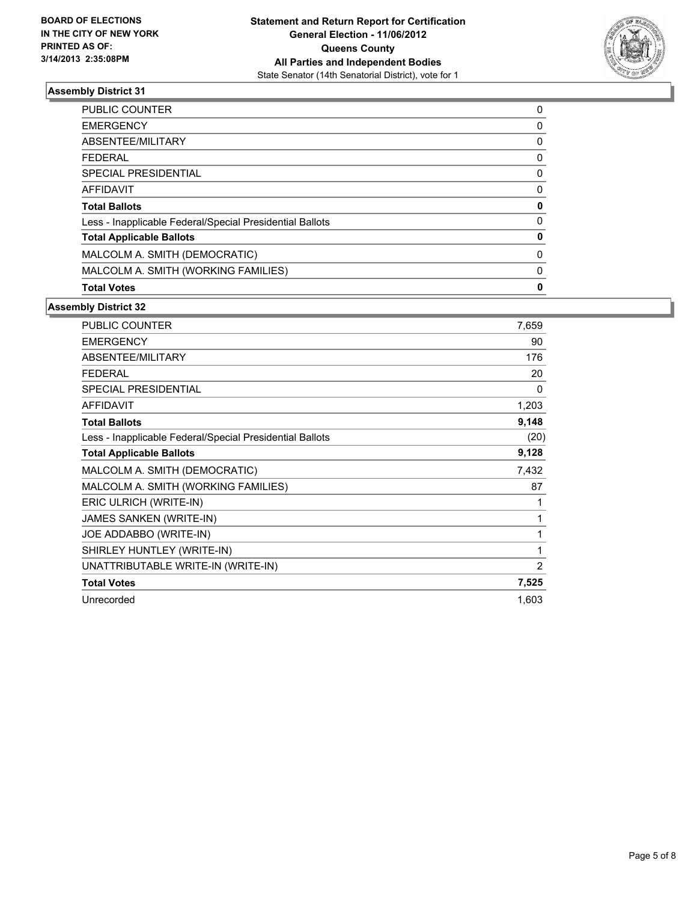**BOARD OF ELECTIONS IN THE CITY OF NEW YORK PRINTED AS OF: 3/14/2013 2:35:08PM**

**Statement and Return Report for Certification**
**General Election - 11/06/2012**
**Queens County**
**All Parties and Independent Bodies**
State Senator (14th Senatorial District), vote for 1

### Assembly District 31

| | |
|---|---|
| PUBLIC COUNTER | 0 |
| EMERGENCY | 0 |
| ABSENTEE/MILITARY | 0 |
| FEDERAL | 0 |
| SPECIAL PRESIDENTIAL | 0 |
| AFFIDAVIT | 0 |
| **Total Ballots** | **0** |
| Less - Inapplicable Federal/Special Presidential Ballots | 0 |
| **Total Applicable Ballots** | **0** |
| MALCOLM A. SMITH (DEMOCRATIC) | 0 |
| MALCOLM A. SMITH (WORKING FAMILIES) | 0 |
| **Total Votes** | **0** |

### Assembly District 32

| | |
|---|---|
| PUBLIC COUNTER | 7,659 |
| EMERGENCY | 90 |
| ABSENTEE/MILITARY | 176 |
| FEDERAL | 20 |
| SPECIAL PRESIDENTIAL | 0 |
| AFFIDAVIT | 1,203 |
| **Total Ballots** | **9,148** |
| Less - Inapplicable Federal/Special Presidential Ballots | (20) |
| **Total Applicable Ballots** | **9,128** |
| MALCOLM A. SMITH (DEMOCRATIC) | 7,432 |
| MALCOLM A. SMITH (WORKING FAMILIES) | 87 |
| ERIC ULRICH (WRITE-IN) | 1 |
| JAMES SANKEN (WRITE-IN) | 1 |
| JOE ADDABBO (WRITE-IN) | 1 |
| SHIRLEY HUNTLEY (WRITE-IN) | 1 |
| UNATTRIBUTABLE WRITE-IN (WRITE-IN) | 2 |
| **Total Votes** | **7,525** |
| Unrecorded | 1,603 |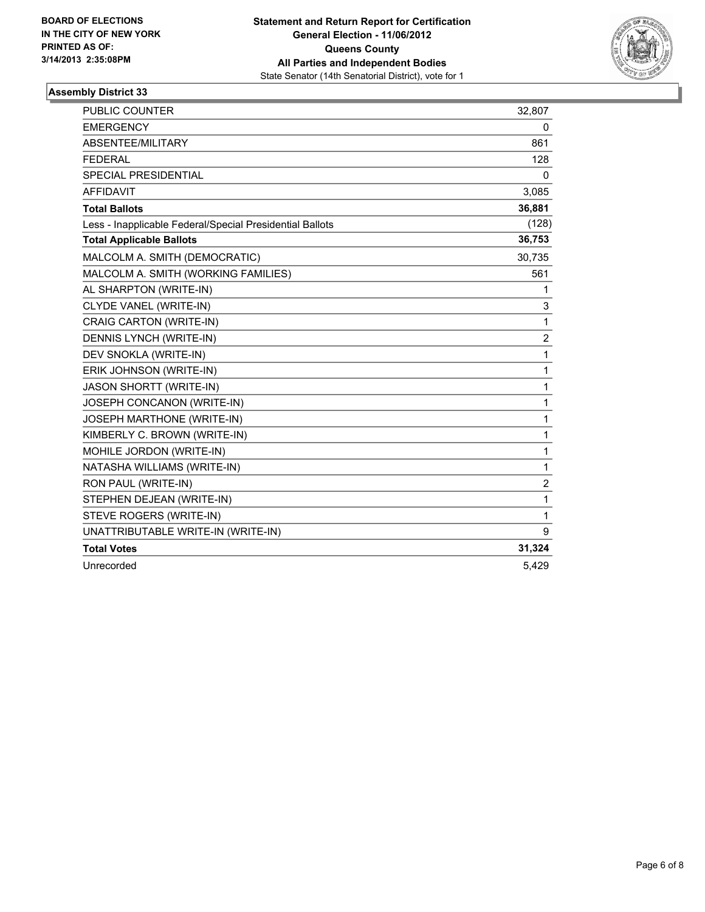**BOARD OF ELECTIONS IN THE CITY OF NEW YORK PRINTED AS OF: 3/14/2013 2:35:08PM**

**Statement and Return Report for Certification**
**General Election - 11/06/2012**
**Queens County**
**All Parties and Independent Bodies**
State Senator (14th Senatorial District), vote for 1

## Assembly District 33

| | |
|---|---|
| PUBLIC COUNTER | 32,807 |
| EMERGENCY | 0 |
| ABSENTEE/MILITARY | 861 |
| FEDERAL | 128 |
| SPECIAL PRESIDENTIAL | 0 |
| AFFIDAVIT | 3,085 |
| **Total Ballots** | **36,881** |
| Less - Inapplicable Federal/Special Presidential Ballots | (128) |
| **Total Applicable Ballots** | **36,753** |
| MALCOLM A. SMITH (DEMOCRATIC) | 30,735 |
| MALCOLM A. SMITH (WORKING FAMILIES) | 561 |
| AL SHARPTON (WRITE-IN) | 1 |
| CLYDE VANEL (WRITE-IN) | 3 |
| CRAIG CARTON (WRITE-IN) | 1 |
| DENNIS LYNCH (WRITE-IN) | 2 |
| DEV SNOKLA (WRITE-IN) | 1 |
| ERIK JOHNSON (WRITE-IN) | 1 |
| JASON SHORTT (WRITE-IN) | 1 |
| JOSEPH CONCANON (WRITE-IN) | 1 |
| JOSEPH MARTHONE (WRITE-IN) | 1 |
| KIMBERLY C. BROWN (WRITE-IN) | 1 |
| MOHILE JORDON (WRITE-IN) | 1 |
| NATASHA WILLIAMS (WRITE-IN) | 1 |
| RON PAUL (WRITE-IN) | 2 |
| STEPHEN DEJEAN (WRITE-IN) | 1 |
| STEVE ROGERS (WRITE-IN) | 1 |
| UNATTRIBUTABLE WRITE-IN (WRITE-IN) | 9 |
| **Total Votes** | **31,324** |
| Unrecorded | 5,429 |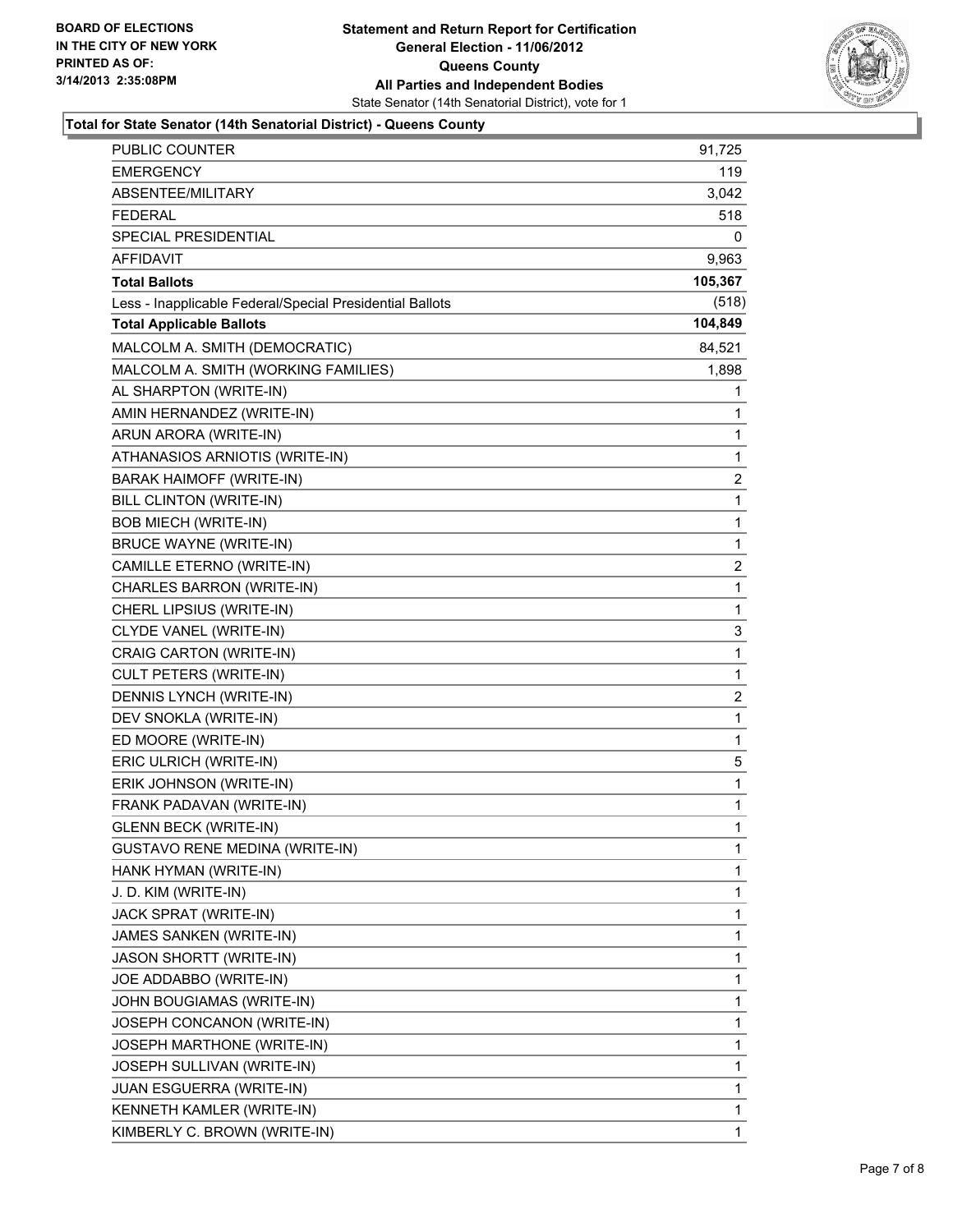BOARD OF ELECTIONS
IN THE CITY OF NEW YORK
PRINTED AS OF:
3/14/2013 2:35:08PM

# Statement and Return Report for Certification
## General Election - 11/06/2012
## Queens County
## All Parties and Independent Bodies
State Senator (14th Senatorial District), vote for 1

### Total for State Senator (14th Senatorial District) - Queens County

| | |
|---|---|
| PUBLIC COUNTER | 91,725 |
| EMERGENCY | 119 |
| ABSENTEE/MILITARY | 3,042 |
| FEDERAL | 518 |
| SPECIAL PRESIDENTIAL | 0 |
| AFFIDAVIT | 9,963 |
| **Total Ballots** | **105,367** |
| Less - Inapplicable Federal/Special Presidential Ballots | (518) |
| **Total Applicable Ballots** | **104,849** |
| MALCOLM A. SMITH (DEMOCRATIC) | 84,521 |
| MALCOLM A. SMITH (WORKING FAMILIES) | 1,898 |
| AL SHARPTON (WRITE-IN) | 1 |
| AMIN HERNANDEZ (WRITE-IN) | 1 |
| ARUN ARORA (WRITE-IN) | 1 |
| ATHANASIOS ARNIOTIS (WRITE-IN) | 1 |
| BARAK HAIMOFF (WRITE-IN) | 2 |
| BILL CLINTON (WRITE-IN) | 1 |
| BOB MIECH (WRITE-IN) | 1 |
| BRUCE WAYNE (WRITE-IN) | 1 |
| CAMILLE ETERNO (WRITE-IN) | 2 |
| CHARLES BARRON (WRITE-IN) | 1 |
| CHERL LIPSIUS (WRITE-IN) | 1 |
| CLYDE VANEL (WRITE-IN) | 3 |
| CRAIG CARTON (WRITE-IN) | 1 |
| CULT PETERS (WRITE-IN) | 1 |
| DENNIS LYNCH (WRITE-IN) | 2 |
| DEV SNOKLA (WRITE-IN) | 1 |
| ED MOORE (WRITE-IN) | 1 |
| ERIC ULRICH (WRITE-IN) | 5 |
| ERIK JOHNSON (WRITE-IN) | 1 |
| FRANK PADAVAN (WRITE-IN) | 1 |
| GLENN BECK (WRITE-IN) | 1 |
| GUSTAVO RENE MEDINA (WRITE-IN) | 1 |
| HANK HYMAN (WRITE-IN) | 1 |
| J. D. KIM (WRITE-IN) | 1 |
| JACK SPRAT (WRITE-IN) | 1 |
| JAMES SANKEN (WRITE-IN) | 1 |
| JASON SHORTT (WRITE-IN) | 1 |
| JOE ADDABBO (WRITE-IN) | 1 |
| JOHN BOUGIAMAS (WRITE-IN) | 1 |
| JOSEPH CONCANON (WRITE-IN) | 1 |
| JOSEPH MARTHONE (WRITE-IN) | 1 |
| JOSEPH SULLIVAN (WRITE-IN) | 1 |
| JUAN ESGUERRA (WRITE-IN) | 1 |
| KENNETH KAMLER (WRITE-IN) | 1 |
| KIMBERLY C. BROWN (WRITE-IN) | 1 |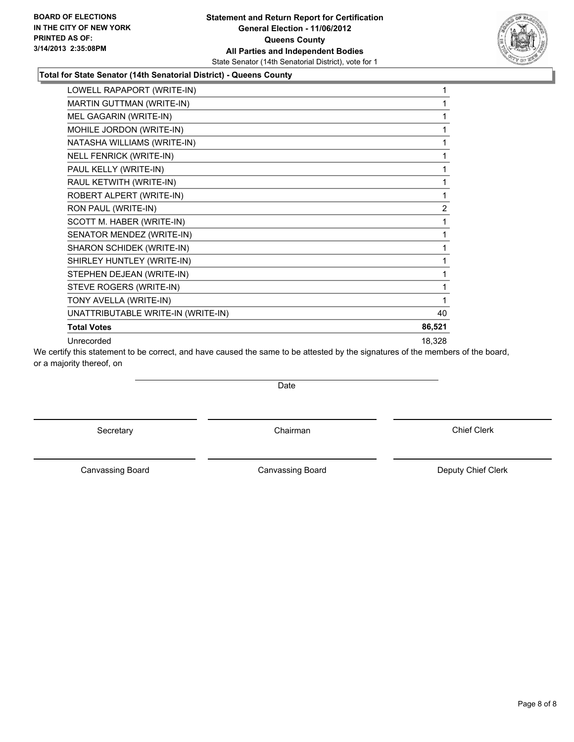**BOARD OF ELECTIONS IN THE CITY OF NEW YORK PRINTED AS OF: 3/14/2013 2:35:08PM**

**Statement and Return Report for Certification General Election - 11/06/2012 Queens County All Parties and Independent Bodies**

State Senator (14th Senatorial District), vote for 1

**Total for State Senator (14th Senatorial District) - Queens County**

| | |
|---|---|
| LOWELL RAPAPORT (WRITE-IN) | 1 |
| MARTIN GUTTMAN (WRITE-IN) | 1 |
| MEL GAGARIN (WRITE-IN) | 1 |
| MOHILE JORDON (WRITE-IN) | 1 |
| NATASHA WILLIAMS (WRITE-IN) | 1 |
| NELL FENRICK (WRITE-IN) | 1 |
| PAUL KELLY (WRITE-IN) | 1 |
| RAUL KETWITH (WRITE-IN) | 1 |
| ROBERT ALPERT (WRITE-IN) | 1 |
| RON PAUL (WRITE-IN) | 2 |
| SCOTT M. HABER (WRITE-IN) | 1 |
| SENATOR MENDEZ (WRITE-IN) | 1 |
| SHARON SCHIDEK (WRITE-IN) | 1 |
| SHIRLEY HUNTLEY (WRITE-IN) | 1 |
| STEPHEN DEJEAN (WRITE-IN) | 1 |
| STEVE ROGERS (WRITE-IN) | 1 |
| TONY AVELLA (WRITE-IN) | 1 |
| UNATTRIBUTABLE WRITE-IN (WRITE-IN) | 40 |
| **Total Votes** | **86,521** |
| Unrecorded | 18,328 |

We certify this statement to be correct, and have caused the same to be attested by the signatures of the members of the board, or a majority thereof, on

Date

Secretary | Chairman | Chief Clerk

Canvassing Board | Canvassing Board | Deputy Chief Clerk